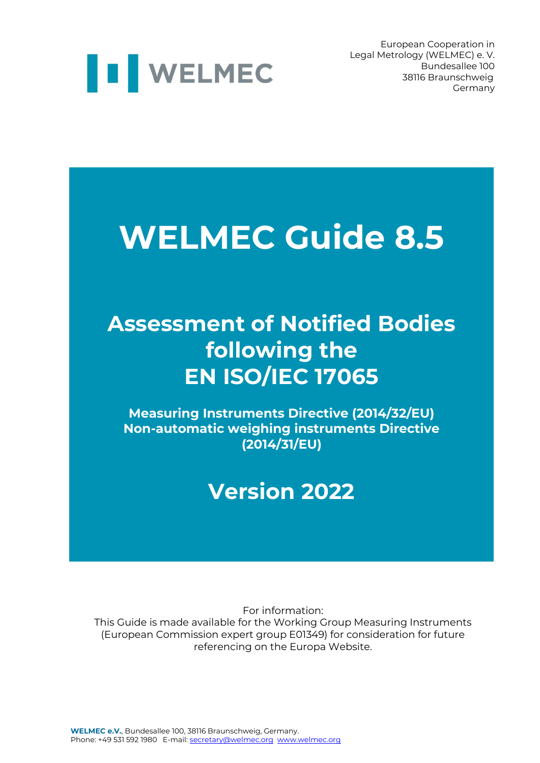WELMEC

European Cooperation in
Legal Metrology (WELMEC) e. V.
Bundesallee 100
38116 Braunschweig
Germany

# WELMEC Guide 8.5

## Assessment of Notified Bodies following the EN ISO/IEC 17065

**Measuring Instruments Directive (2014/32/EU)**
**Non-automatic weighing instruments Directive (2014/31/EU)**

## Version 2022

For information:
This Guide is made available for the Working Group Measuring Instruments (European Commission expert group E01349) for consideration for future referencing on the Europa Website.

**WELMEC e.V.**, Bundesallee 100, 38116 Braunschweig, Germany.
Phone: +49 531 592 1980 E-mail: secretary@welmec.org www.welmec.org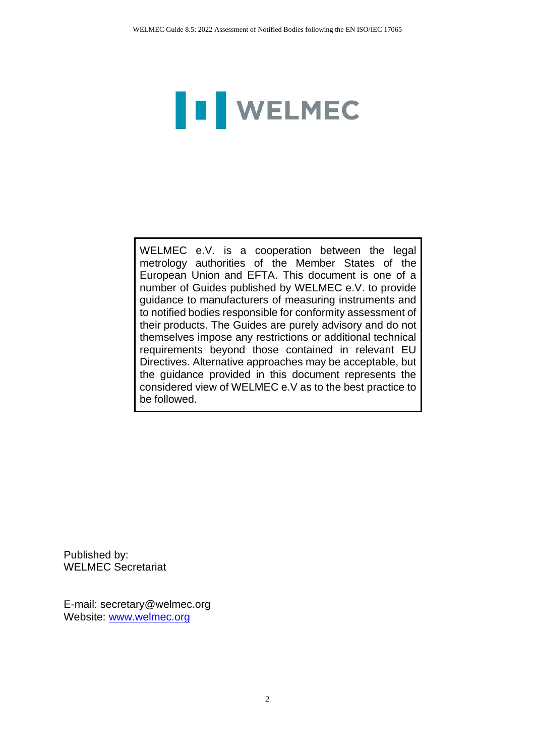WELMEC

WELMEC e.V. is a cooperation between the legal metrology authorities of the Member States of the European Union and EFTA. This document is one of a number of Guides published by WELMEC e.V. to provide guidance to manufacturers of measuring instruments and to notified bodies responsible for conformity assessment of their products. The Guides are purely advisory and do not themselves impose any restrictions or additional technical requirements beyond those contained in relevant EU Directives. Alternative approaches may be acceptable, but the guidance provided in this document represents the considered view of WELMEC e.V as to the best practice to be followed.

Published by:
WELMEC Secretariat

E-mail: secretary@welmec.org
Website: www.welmec.org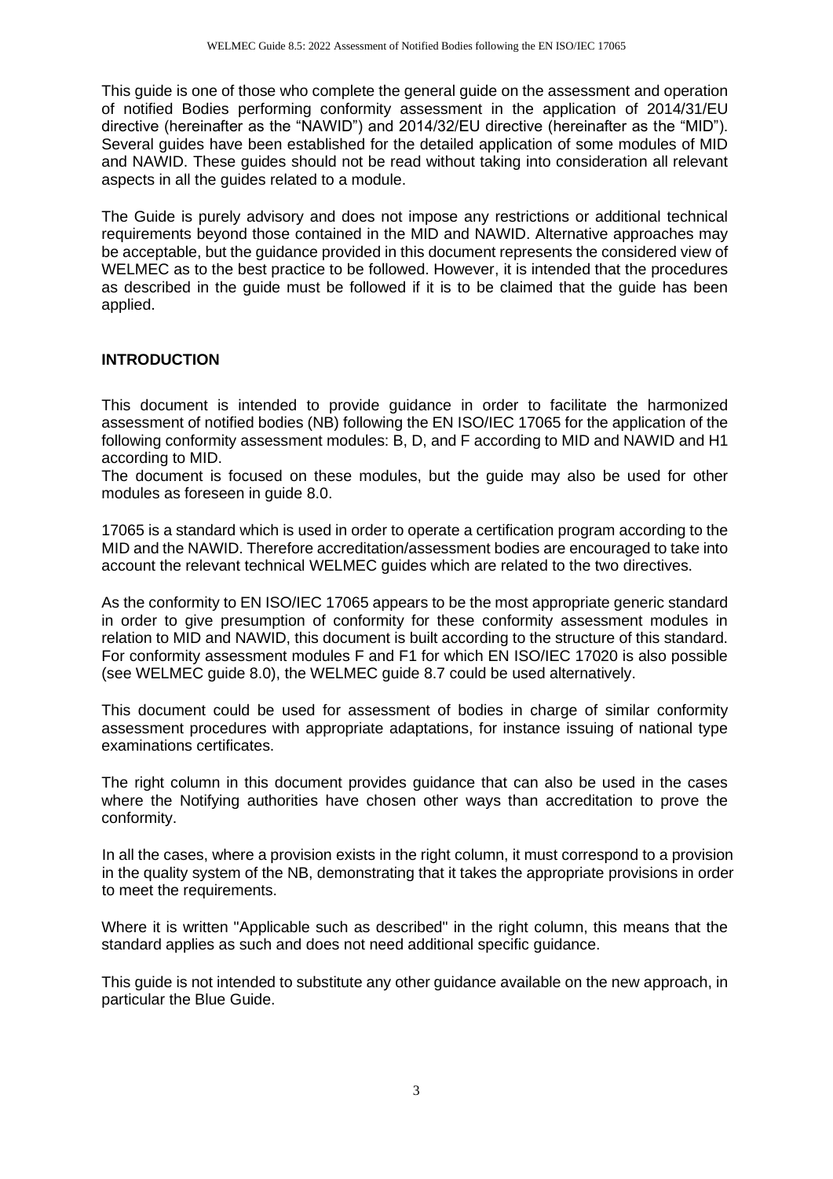This guide is one of those who complete the general guide on the assessment and operation of notified Bodies performing conformity assessment in the application of 2014/31/EU directive (hereinafter as the "NAWID") and 2014/32/EU directive (hereinafter as the "MID"). Several guides have been established for the detailed application of some modules of MID and NAWID. These guides should not be read without taking into consideration all relevant aspects in all the guides related to a module.

The Guide is purely advisory and does not impose any restrictions or additional technical requirements beyond those contained in the MID and NAWID. Alternative approaches may be acceptable, but the guidance provided in this document represents the considered view of WELMEC as to the best practice to be followed. However, it is intended that the procedures as described in the guide must be followed if it is to be claimed that the guide has been applied.

## INTRODUCTION

This document is intended to provide guidance in order to facilitate the harmonized assessment of notified bodies (NB) following the EN ISO/IEC 17065 for the application of the following conformity assessment modules: B, D, and F according to MID and NAWID and H1 according to MID.
The document is focused on these modules, but the guide may also be used for other modules as foreseen in guide 8.0.

17065 is a standard which is used in order to operate a certification program according to the MID and the NAWID. Therefore accreditation/assessment bodies are encouraged to take into account the relevant technical WELMEC guides which are related to the two directives.

As the conformity to EN ISO/IEC 17065 appears to be the most appropriate generic standard in order to give presumption of conformity for these conformity assessment modules in relation to MID and NAWID, this document is built according to the structure of this standard. For conformity assessment modules F and F1 for which EN ISO/IEC 17020 is also possible (see WELMEC guide 8.0), the WELMEC guide 8.7 could be used alternatively.

This document could be used for assessment of bodies in charge of similar conformity assessment procedures with appropriate adaptations, for instance issuing of national type examinations certificates.

The right column in this document provides guidance that can also be used in the cases where the Notifying authorities have chosen other ways than accreditation to prove the conformity.

In all the cases, where a provision exists in the right column, it must correspond to a provision in the quality system of the NB, demonstrating that it takes the appropriate provisions in order to meet the requirements.

Where it is written "Applicable such as described" in the right column, this means that the standard applies as such and does not need additional specific guidance.

This guide is not intended to substitute any other guidance available on the new approach, in particular the Blue Guide.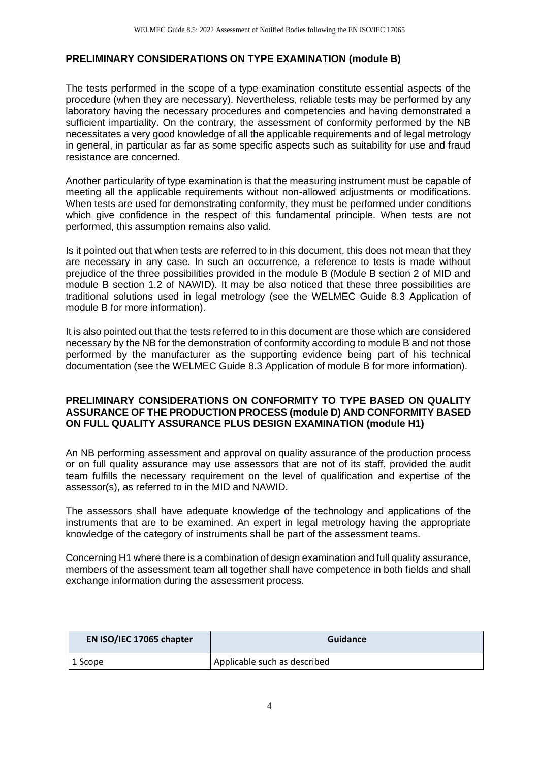## PRELIMINARY CONSIDERATIONS ON TYPE EXAMINATION (module B)

The tests performed in the scope of a type examination constitute essential aspects of the procedure (when they are necessary). Nevertheless, reliable tests may be performed by any laboratory having the necessary procedures and competencies and having demonstrated a sufficient impartiality. On the contrary, the assessment of conformity performed by the NB necessitates a very good knowledge of all the applicable requirements and of legal metrology in general, in particular as far as some specific aspects such as suitability for use and fraud resistance are concerned.

Another particularity of type examination is that the measuring instrument must be capable of meeting all the applicable requirements without non-allowed adjustments or modifications. When tests are used for demonstrating conformity, they must be performed under conditions which give confidence in the respect of this fundamental principle. When tests are not performed, this assumption remains also valid.

Is it pointed out that when tests are referred to in this document, this does not mean that they are necessary in any case. In such an occurrence, a reference to tests is made without prejudice of the three possibilities provided in the module B (Module B section 2 of MID and module B section 1.2 of NAWID). It may be also noticed that these three possibilities are traditional solutions used in legal metrology (see the WELMEC Guide 8.3 Application of module B for more information).

It is also pointed out that the tests referred to in this document are those which are considered necessary by the NB for the demonstration of conformity according to module B and not those performed by the manufacturer as the supporting evidence being part of his technical documentation (see the WELMEC Guide 8.3 Application of module B for more information).

## PRELIMINARY CONSIDERATIONS ON CONFORMITY TO TYPE BASED ON QUALITY ASSURANCE OF THE PRODUCTION PROCESS (module D) AND CONFORMITY BASED ON FULL QUALITY ASSURANCE PLUS DESIGN EXAMINATION (module H1)

An NB performing assessment and approval on quality assurance of the production process or on full quality assurance may use assessors that are not of its staff, provided the audit team fulfills the necessary requirement on the level of qualification and expertise of the assessor(s), as referred to in the MID and NAWID.

The assessors shall have adequate knowledge of the technology and applications of the instruments that are to be examined. An expert in legal metrology having the appropriate knowledge of the category of instruments shall be part of the assessment teams.

Concerning H1 where there is a combination of design examination and full quality assurance, members of the assessment team all together shall have competence in both fields and shall exchange information during the assessment process.

| EN ISO/IEC 17065 chapter | Guidance |
|---|---|
| 1 Scope | Applicable such as described |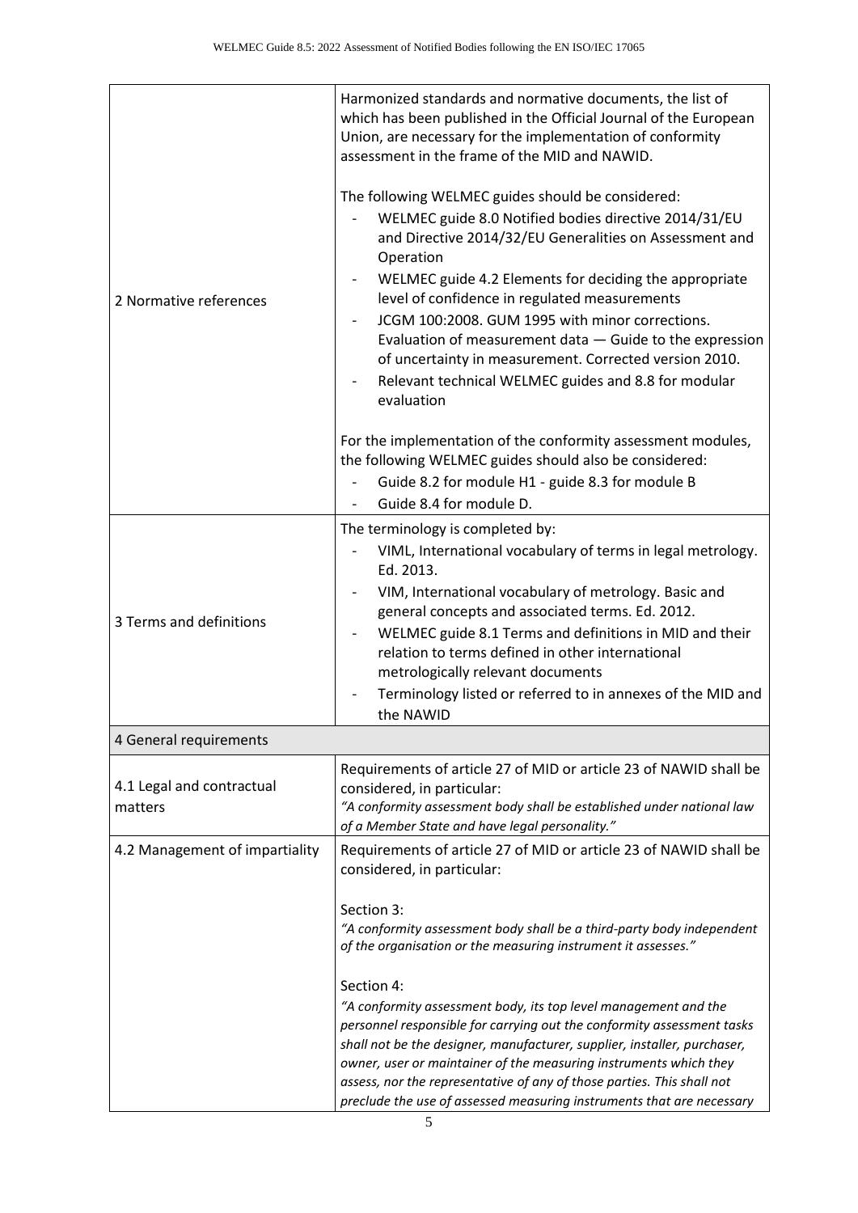| | |
|---|---|
| 2 Normative references | Harmonized standards and normative documents, the list of which has been published in the Official Journal of the European Union, are necessary for the implementation of conformity assessment in the frame of the MID and NAWID.<br><br>The following WELMEC guides should be considered:<br>- WELMEC guide 8.0 Notified bodies directive 2014/31/EU and Directive 2014/32/EU Generalities on Assessment and Operation<br>- WELMEC guide 4.2 Elements for deciding the appropriate level of confidence in regulated measurements<br>- JCGM 100:2008. GUM 1995 with minor corrections. Evaluation of measurement data — Guide to the expression of uncertainty in measurement. Corrected version 2010.<br>- Relevant technical WELMEC guides and 8.8 for modular evaluation<br><br>For the implementation of the conformity assessment modules, the following WELMEC guides should also be considered:<br>- Guide 8.2 for module H1 - guide 8.3 for module B<br>- Guide 8.4 for module D. |
| 3 Terms and definitions | The terminology is completed by:<br>- VIML, International vocabulary of terms in legal metrology. Ed. 2013.<br>- VIM, International vocabulary of metrology. Basic and general concepts and associated terms. Ed. 2012.<br>- WELMEC guide 8.1 Terms and definitions in MID and their relation to terms defined in other international metrologically relevant documents<br>- Terminology listed or referred to in annexes of the MID and the NAWID |
| 4 General requirements | |
| 4.1 Legal and contractual matters | Requirements of article 27 of MID or article 23 of NAWID shall be considered, in particular:<br>*"A conformity assessment body shall be established under national law of a Member State and have legal personality."* |
| 4.2 Management of impartiality | Requirements of article 27 of MID or article 23 of NAWID shall be considered, in particular:<br><br>Section 3:<br>*"A conformity assessment body shall be a third-party body independent of the organisation or the measuring instrument it assesses."*<br><br>Section 4:<br>*"A conformity assessment body, its top level management and the personnel responsible for carrying out the conformity assessment tasks shall not be the designer, manufacturer, supplier, installer, purchaser, owner, user or maintainer of the measuring instruments which they assess, nor the representative of any of those parties. This shall not preclude the use of assessed measuring instruments that are necessary* |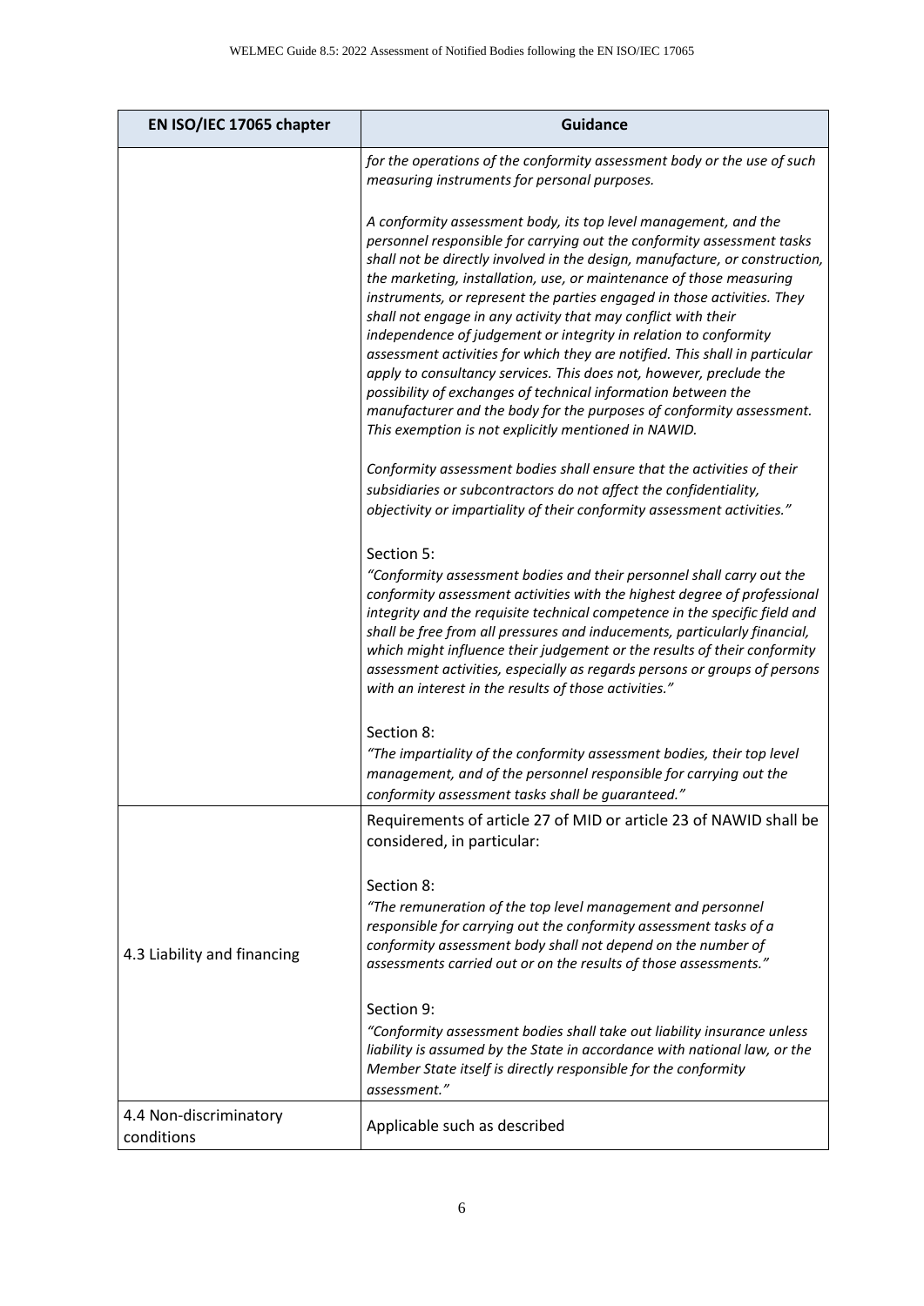| EN ISO/IEC 17065 chapter | Guidance |
|---|---|
| | *for the operations of the conformity assessment body or the use of such measuring instruments for personal purposes.*<br><br>*A conformity assessment body, its top level management, and the personnel responsible for carrying out the conformity assessment tasks shall not be directly involved in the design, manufacture, or construction, the marketing, installation, use, or maintenance of those measuring instruments, or represent the parties engaged in those activities. They shall not engage in any activity that may conflict with their independence of judgement or integrity in relation to conformity assessment activities for which they are notified. This shall in particular apply to consultancy services. This does not, however, preclude the possibility of exchanges of technical information between the manufacturer and the body for the purposes of conformity assessment. This exemption is not explicitly mentioned in NAWID.*<br><br>*Conformity assessment bodies shall ensure that the activities of their subsidiaries or subcontractors do not affect the confidentiality, objectivity or impartiality of their conformity assessment activities."*<br><br>Section 5:<br>*"Conformity assessment bodies and their personnel shall carry out the conformity assessment activities with the highest degree of professional integrity and the requisite technical competence in the specific field and shall be free from all pressures and inducements, particularly financial, which might influence their judgement or the results of their conformity assessment activities, especially as regards persons or groups of persons with an interest in the results of those activities."*<br><br>Section 8:<br>*"The impartiality of the conformity assessment bodies, their top level management, and of the personnel responsible for carrying out the conformity assessment tasks shall be guaranteed."* |
| 4.3 Liability and financing | Requirements of article 27 of MID or article 23 of NAWID shall be considered, in particular:<br><br>Section 8:<br>*"The remuneration of the top level management and personnel responsible for carrying out the conformity assessment tasks of a conformity assessment body shall not depend on the number of assessments carried out or on the results of those assessments."*<br><br>Section 9:<br>*"Conformity assessment bodies shall take out liability insurance unless liability is assumed by the State in accordance with national law, or the Member State itself is directly responsible for the conformity assessment."* |
| 4.4 Non-discriminatory conditions | Applicable such as described |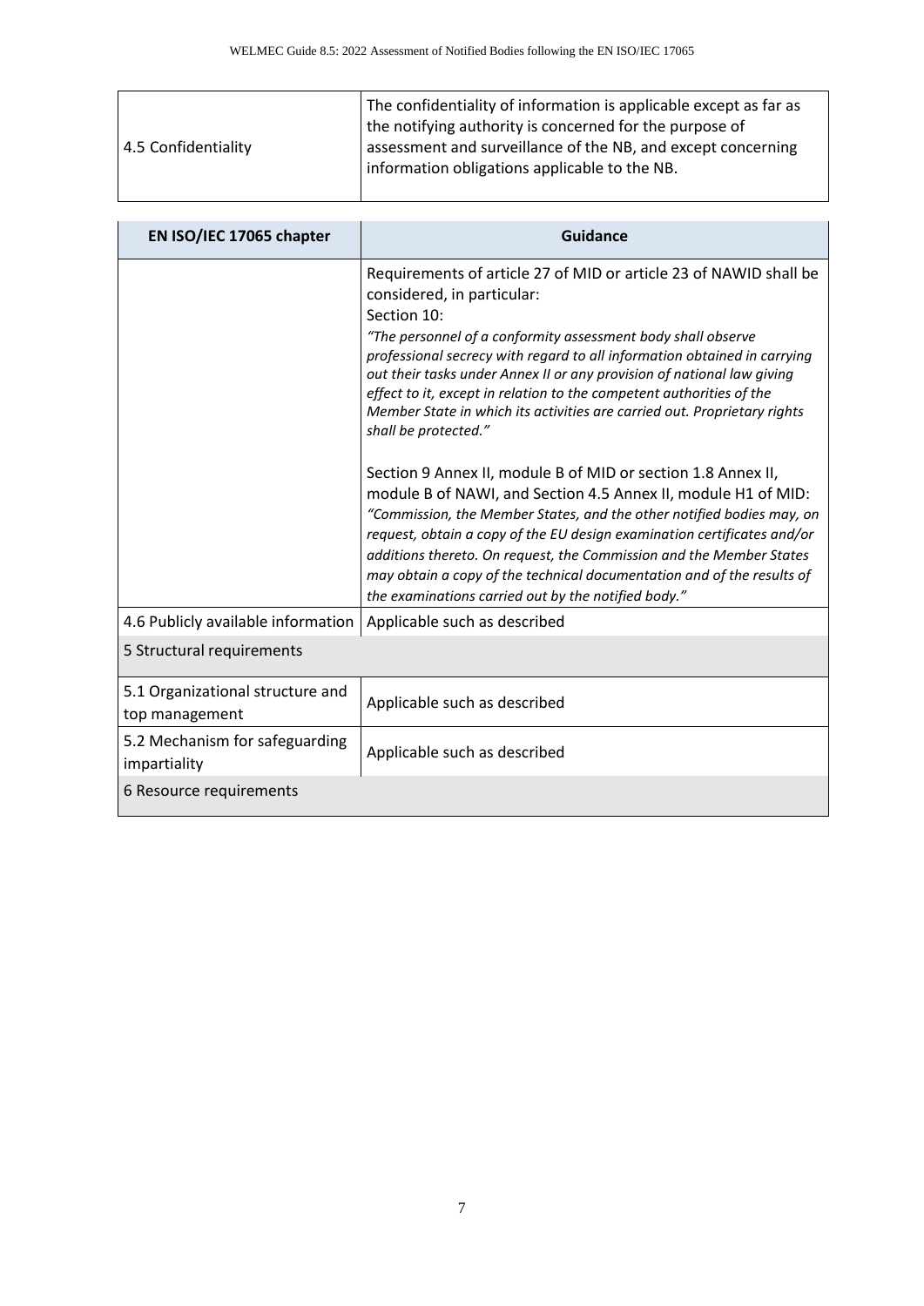| | |
|---|---|
| 4.5 Confidentiality | The confidentiality of information is applicable except as far as the notifying authority is concerned for the purpose of assessment and surveillance of the NB, and except concerning information obligations applicable to the NB. |

| EN ISO/IEC 17065 chapter | Guidance |
|---|---|
| | Requirements of article 27 of MID or article 23 of NAWID shall be considered, in particular:<br>Section 10:<br>*"The personnel of a conformity assessment body shall observe professional secrecy with regard to all information obtained in carrying out their tasks under Annex II or any provision of national law giving effect to it, except in relation to the competent authorities of the Member State in which its activities are carried out. Proprietary rights shall be protected."*<br><br>Section 9 Annex II, module B of MID or section 1.8 Annex II, module B of NAWI, and Section 4.5 Annex II, module H1 of MID:<br>*"Commission, the Member States, and the other notified bodies may, on request, obtain a copy of the EU design examination certificates and/or additions thereto. On request, the Commission and the Member States may obtain a copy of the technical documentation and of the results of the examinations carried out by the notified body."* |
| 4.6 Publicly available information | Applicable such as described |
| 5 Structural requirements | |
| 5.1 Organizational structure and top management | Applicable such as described |
| 5.2 Mechanism for safeguarding impartiality | Applicable such as described |
| 6 Resource requirements | |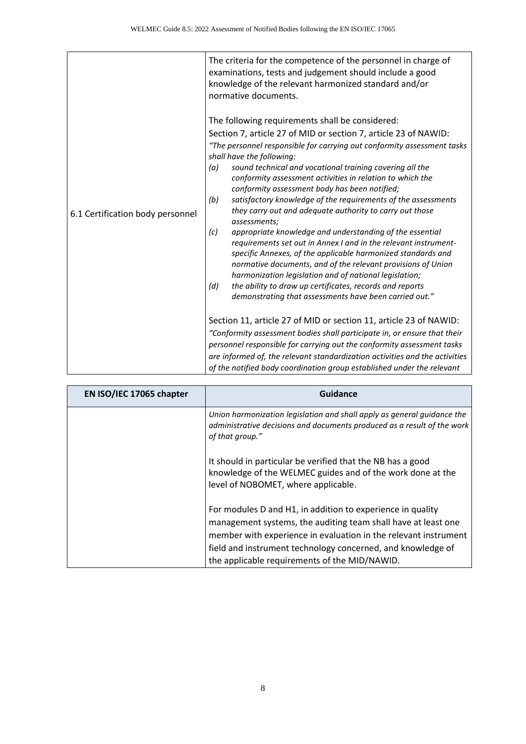| EN ISO/IEC 17065 chapter | Guidance |
|---|---|
| 6.1 Certification body personnel | The criteria for the competence of the personnel in charge of examinations, tests and judgement should include a good knowledge of the relevant harmonized standard and/or normative documents.<br><br>The following requirements shall be considered:<br>Section 7, article 27 of MID or section 7, article 23 of NAWID:<br>*"The personnel responsible for carrying out conformity assessment tasks shall have the following:*<br>*(a) sound technical and vocational training covering all the conformity assessment activities in relation to which the conformity assessment body has been notified;*<br>*(b) satisfactory knowledge of the requirements of the assessments they carry out and adequate authority to carry out those assessments;*<br>*(c) appropriate knowledge and understanding of the essential requirements set out in Annex I and in the relevant instrument-specific Annexes, of the applicable harmonized standards and normative documents, and of the relevant provisions of Union harmonization legislation and of national legislation;*<br>*(d) the ability to draw up certificates, records and reports demonstrating that assessments have been carried out."*<br><br>Section 11, article 27 of MID or section 11, article 23 of NAWID:<br>*"Conformity assessment bodies shall participate in, or ensure that their personnel responsible for carrying out the conformity assessment tasks are informed of, the relevant standardization activities and the activities of the notified body coordination group established under the relevant Union harmonization legislation and shall apply as general guidance the administrative decisions and documents produced as a result of the work of that group."*<br><br>It should in particular be verified that the NB has a good knowledge of the WELMEC guides and of the work done at the level of NOBOMET, where applicable.<br><br>For modules D and H1, in addition to experience in quality management systems, the auditing team shall have at least one member with experience in evaluation in the relevant instrument field and instrument technology concerned, and knowledge of the applicable requirements of the MID/NAWID. |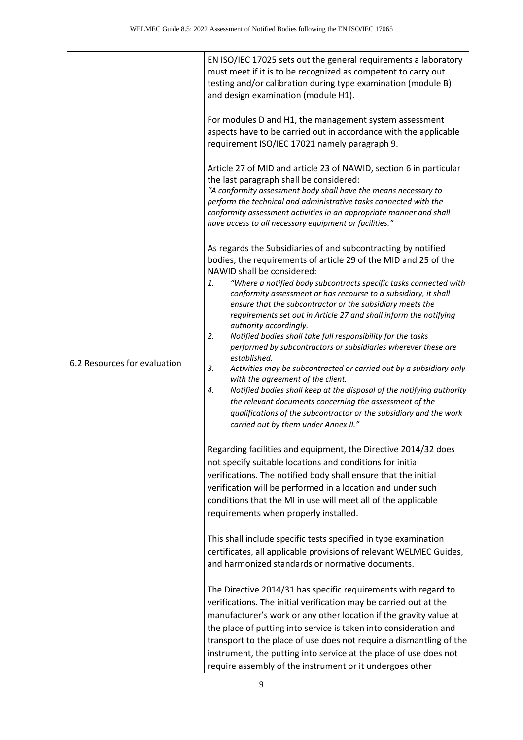| | |
|---|---|
| 6.2 Resources for evaluation | EN ISO/IEC 17025 sets out the general requirements a laboratory must meet if it is to be recognized as competent to carry out testing and/or calibration during type examination (module B) and design examination (module H1).<br><br>For modules D and H1, the management system assessment aspects have to be carried out in accordance with the applicable requirement ISO/IEC 17021 namely paragraph 9.<br><br>Article 27 of MID and article 23 of NAWID, section 6 in particular the last paragraph shall be considered:<br>*"A conformity assessment body shall have the means necessary to perform the technical and administrative tasks connected with the conformity assessment activities in an appropriate manner and shall have access to all necessary equipment or facilities."*<br><br>As regards the Subsidiaries of and subcontracting by notified bodies, the requirements of article 29 of the MID and 25 of the NAWID shall be considered:<br>1. *"Where a notified body subcontracts specific tasks connected with conformity assessment or has recourse to a subsidiary, it shall ensure that the subcontractor or the subsidiary meets the requirements set out in Article 27 and shall inform the notifying authority accordingly.*<br>2. *Notified bodies shall take full responsibility for the tasks performed by subcontractors or subsidiaries wherever these are established.*<br>3. *Activities may be subcontracted or carried out by a subsidiary only with the agreement of the client.*<br>4. *Notified bodies shall keep at the disposal of the notifying authority the relevant documents concerning the assessment of the qualifications of the subcontractor or the subsidiary and the work carried out by them under Annex II."*<br><br>Regarding facilities and equipment, the Directive 2014/32 does not specify suitable locations and conditions for initial verifications. The notified body shall ensure that the initial verification will be performed in a location and under such conditions that the MI in use will meet all of the applicable requirements when properly installed.<br><br>This shall include specific tests specified in type examination certificates, all applicable provisions of relevant WELMEC Guides, and harmonized standards or normative documents.<br><br>The Directive 2014/31 has specific requirements with regard to verifications. The initial verification may be carried out at the manufacturer's work or any other location if the gravity value at the place of putting into service is taken into consideration and transport to the place of use does not require a dismantling of the instrument, the putting into service at the place of use does not require assembly of the instrument or it undergoes other |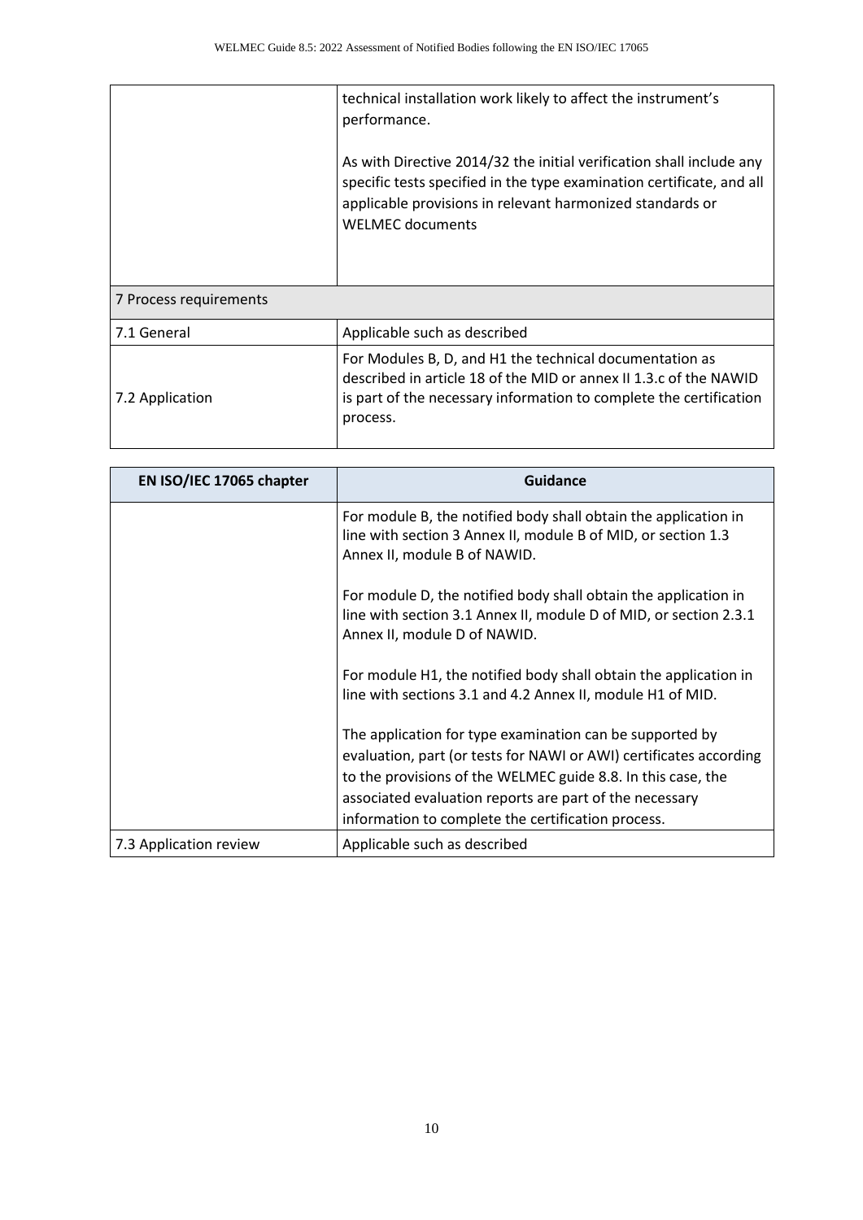| | |
|---|---|
| | technical installation work likely to affect the instrument's performance.<br><br>As with Directive 2014/32 the initial verification shall include any specific tests specified in the type examination certificate, and all applicable provisions in relevant harmonized standards or WELMEC documents |
| 7 Process requirements | |
| 7.1 General | Applicable such as described |
| 7.2 Application | For Modules B, D, and H1 the technical documentation as described in article 18 of the MID or annex II 1.3.c of the NAWID is part of the necessary information to complete the certification process. |

| EN ISO/IEC 17065 chapter | Guidance |
|---|---|
| | For module B, the notified body shall obtain the application in line with section 3 Annex II, module B of MID, or section 1.3 Annex II, module B of NAWID.<br><br>For module D, the notified body shall obtain the application in line with section 3.1 Annex II, module D of MID, or section 2.3.1 Annex II, module D of NAWID.<br><br>For module H1, the notified body shall obtain the application in line with sections 3.1 and 4.2 Annex II, module H1 of MID.<br><br>The application for type examination can be supported by evaluation, part (or tests for NAWI or AWI) certificates according to the provisions of the WELMEC guide 8.8. In this case, the associated evaluation reports are part of the necessary information to complete the certification process. |
| 7.3 Application review | Applicable such as described |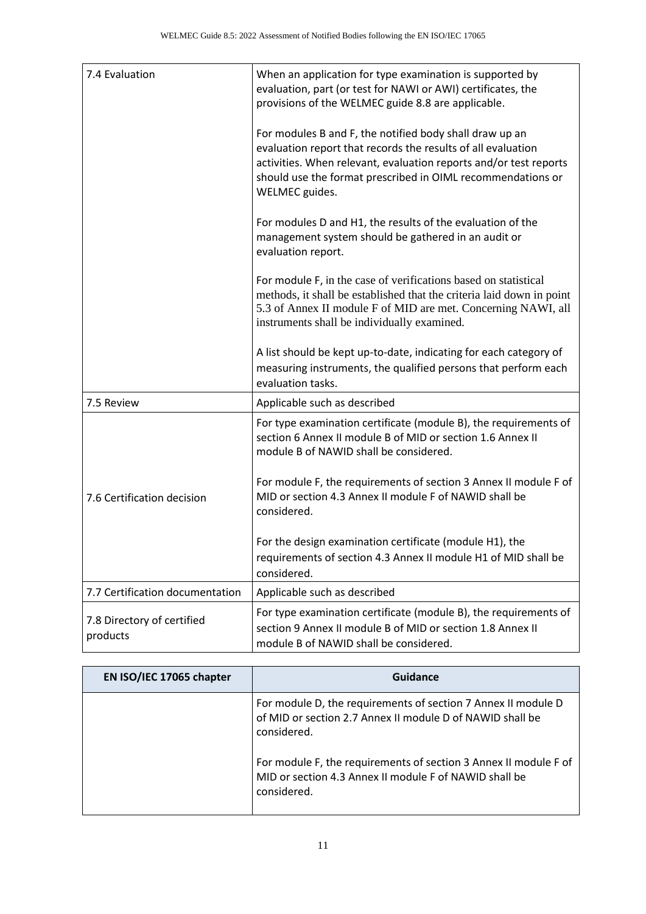| EN ISO/IEC 17065 chapter | Guidance |
|---|---|
| 7.4 Evaluation | When an application for type examination is supported by evaluation, part (or test for NAWI or AWI) certificates, the provisions of the WELMEC guide 8.8 are applicable.<br><br>For modules B and F, the notified body shall draw up an evaluation report that records the results of all evaluation activities. When relevant, evaluation reports and/or test reports should use the format prescribed in OIML recommendations or WELMEC guides.<br><br>For modules D and H1, the results of the evaluation of the management system should be gathered in an audit or evaluation report.<br><br>For module F, in the case of verifications based on statistical methods, it shall be established that the criteria laid down in point 5.3 of Annex II module F of MID are met. Concerning NAWI, all instruments shall be individually examined.<br><br>A list should be kept up-to-date, indicating for each category of measuring instruments, the qualified persons that perform each evaluation tasks. |
| 7.5 Review | Applicable such as described |
| 7.6 Certification decision | For type examination certificate (module B), the requirements of section 6 Annex II module B of MID or section 1.6 Annex II module B of NAWID shall be considered.<br><br>For module F, the requirements of section 3 Annex II module F of MID or section 4.3 Annex II module F of NAWID shall be considered.<br><br>For the design examination certificate (module H1), the requirements of section 4.3 Annex II module H1 of MID shall be considered. |
| 7.7 Certification documentation | Applicable such as described |
| 7.8 Directory of certified products | For type examination certificate (module B), the requirements of section 9 Annex II module B of MID or section 1.8 Annex II module B of NAWID shall be considered.<br><br>For module D, the requirements of section 7 Annex II module D of MID or section 2.7 Annex II module D of NAWID shall be considered.<br><br>For module F, the requirements of section 3 Annex II module F of MID or section 4.3 Annex II module F of NAWID shall be considered. |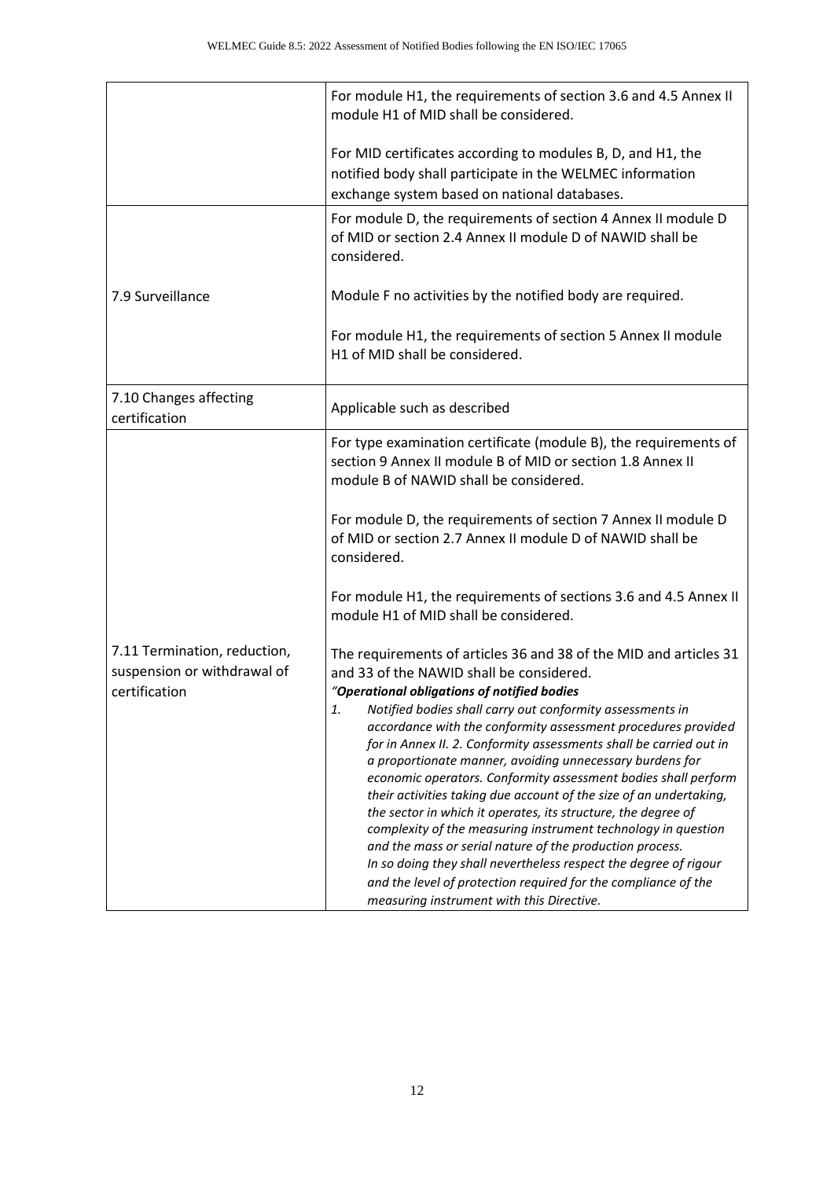| | |
|---|---|
| | For module H1, the requirements of section 3.6 and 4.5 Annex II module H1 of MID shall be considered.<br><br>For MID certificates according to modules B, D, and H1, the notified body shall participate in the WELMEC information exchange system based on national databases. |
| 7.9 Surveillance | For module D, the requirements of section 4 Annex II module D of MID or section 2.4 Annex II module D of NAWID shall be considered.<br><br>Module F no activities by the notified body are required.<br><br>For module H1, the requirements of section 5 Annex II module H1 of MID shall be considered. |
| 7.10 Changes affecting certification | Applicable such as described |
| 7.11 Termination, reduction, suspension or withdrawal of certification | For type examination certificate (module B), the requirements of section 9 Annex II module B of MID or section 1.8 Annex II module B of NAWID shall be considered.<br><br>For module D, the requirements of section 7 Annex II module D of MID or section 2.7 Annex II module D of NAWID shall be considered.<br><br>For module H1, the requirements of sections 3.6 and 4.5 Annex II module H1 of MID shall be considered.<br><br>The requirements of articles 36 and 38 of the MID and articles 31 and 33 of the NAWID shall be considered.<br>*"**Operational obligations of notified bodies***<br>*1. Notified bodies shall carry out conformity assessments in accordance with the conformity assessment procedures provided for in Annex II. 2. Conformity assessments shall be carried out in a proportionate manner, avoiding unnecessary burdens for economic operators. Conformity assessment bodies shall perform their activities taking due account of the size of an undertaking, the sector in which it operates, its structure, the degree of complexity of the measuring instrument technology in question and the mass or serial nature of the production process. In so doing they shall nevertheless respect the degree of rigour and the level of protection required for the compliance of the measuring instrument with this Directive.* |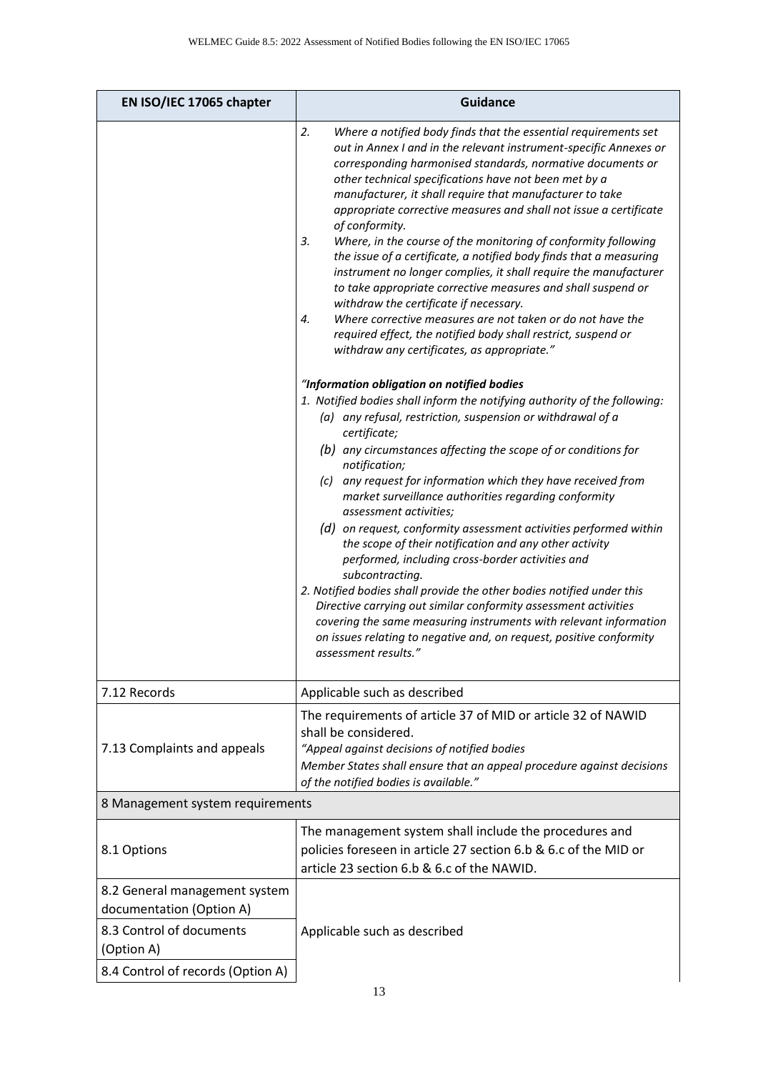| EN ISO/IEC 17065 chapter | Guidance |
| --- | --- |
| | 2. *Where a notified body finds that the essential requirements set out in Annex I and in the relevant instrument-specific Annexes or corresponding harmonised standards, normative documents or other technical specifications have not been met by a manufacturer, it shall require that manufacturer to take appropriate corrective measures and shall not issue a certificate of conformity.*<br>3. *Where, in the course of the monitoring of conformity following the issue of a certificate, a notified body finds that a measuring instrument no longer complies, it shall require the manufacturer to take appropriate corrective measures and shall suspend or withdraw the certificate if necessary.*<br>4. *Where corrective measures are not taken or do not have the required effect, the notified body shall restrict, suspend or withdraw any certificates, as appropriate."*<br><br>*"**Information obligation on notified bodies***<br>*1. Notified bodies shall inform the notifying authority of the following:*<br>*(a) any refusal, restriction, suspension or withdrawal of a certificate;*<br>*(b) any circumstances affecting the scope of or conditions for notification;*<br>*(c) any request for information which they have received from market surveillance authorities regarding conformity assessment activities;*<br>*(d) on request, conformity assessment activities performed within the scope of their notification and any other activity performed, including cross-border activities and subcontracting.*<br>*2. Notified bodies shall provide the other bodies notified under this Directive carrying out similar conformity assessment activities covering the same measuring instruments with relevant information on issues relating to negative and, on request, positive conformity assessment results."* |
| 7.12 Records | Applicable such as described |
| 7.13 Complaints and appeals | The requirements of article 37 of MID or article 32 of NAWID shall be considered.<br>*"Appeal against decisions of notified bodies*<br>*Member States shall ensure that an appeal procedure against decisions of the notified bodies is available."* |
| 8 Management system requirements | |
| 8.1 Options | The management system shall include the procedures and policies foreseen in article 27 section 6.b & 6.c of the MID or article 23 section 6.b & 6.c of the NAWID. |
| 8.2 General management system documentation (Option A) | Applicable such as described |
| 8.3 Control of documents (Option A) | |
| 8.4 Control of records (Option A) | |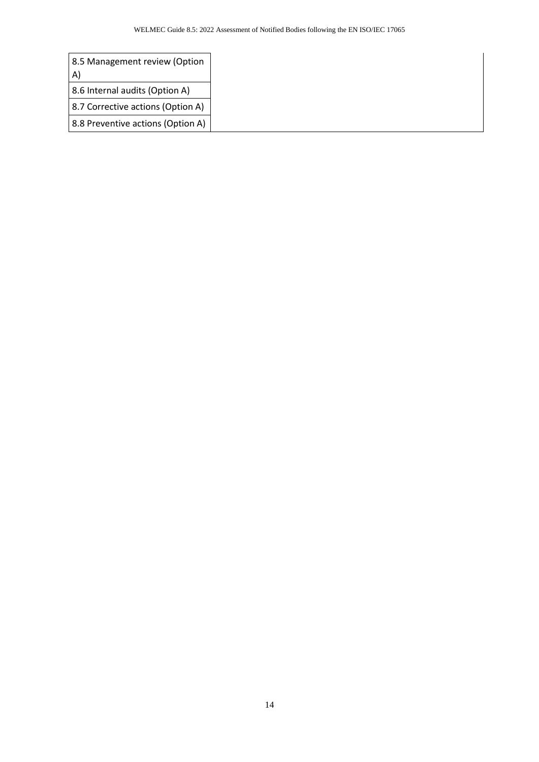| | |
|---|---|
| 8.5 Management review (Option A) | |
| 8.6 Internal audits (Option A) | |
| 8.7 Corrective actions (Option A) | |
| 8.8 Preventive actions (Option A) | |